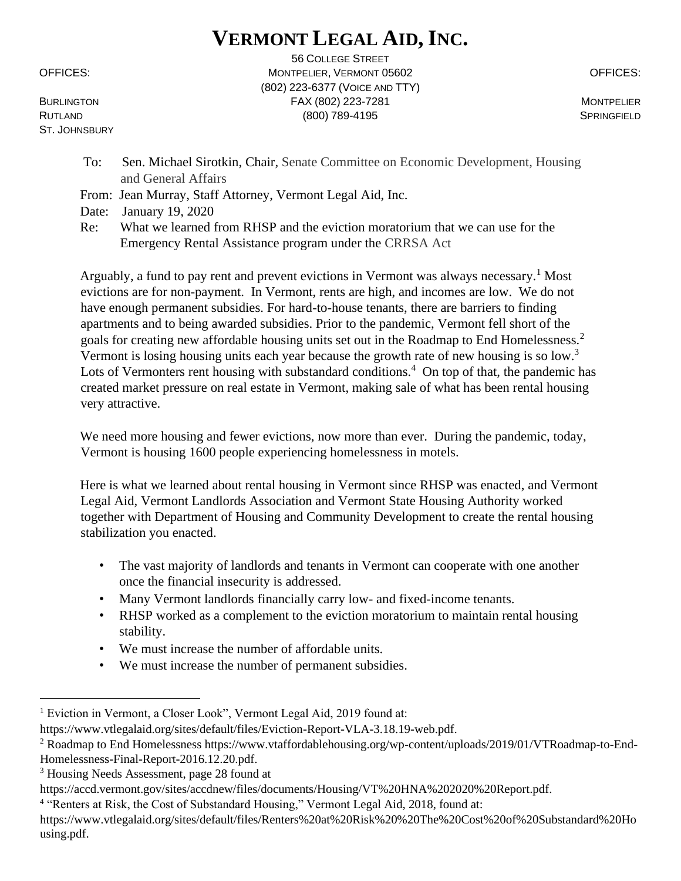# VERMONT LEGAL AID, INC.

56 COLLEGE STREET
MONTPELIER, VERMONT 05602
(802) 223-6377 (VOICE AND TTY)
FAX (802) 223-7281
(800) 789-4195

OFFICES:
BURLINGTON
RUTLAND
ST. JOHNSBURY

OFFICES:
MONTPELIER
SPRINGFIELD

To: Sen. Michael Sirotkin, Chair, Senate Committee on Economic Development, Housing and General Affairs
From: Jean Murray, Staff Attorney, Vermont Legal Aid, Inc.
Date: January 19, 2020
Re: What we learned from RHSP and the eviction moratorium that we can use for the Emergency Rental Assistance program under the CRRSA Act

Arguably, a fund to pay rent and prevent evictions in Vermont was always necessary.[1] Most evictions are for non-payment. In Vermont, rents are high, and incomes are low. We do not have enough permanent subsidies. For hard-to-house tenants, there are barriers to finding apartments and to being awarded subsidies. Prior to the pandemic, Vermont fell short of the goals for creating new affordable housing units set out in the Roadmap to End Homelessness.[2] Vermont is losing housing units each year because the growth rate of new housing is so low.[3] Lots of Vermonters rent housing with substandard conditions.[4] On top of that, the pandemic has created market pressure on real estate in Vermont, making sale of what has been rental housing very attractive.

We need more housing and fewer evictions, now more than ever. During the pandemic, today, Vermont is housing 1600 people experiencing homelessness in motels.

Here is what we learned about rental housing in Vermont since RHSP was enacted, and Vermont Legal Aid, Vermont Landlords Association and Vermont State Housing Authority worked together with Department of Housing and Community Development to create the rental housing stabilization you enacted.

- The vast majority of landlords and tenants in Vermont can cooperate with one another once the financial insecurity is addressed.
- Many Vermont landlords financially carry low- and fixed-income tenants.
- RHSP worked as a complement to the eviction moratorium to maintain rental housing stability.
- We must increase the number of affordable units.
- We must increase the number of permanent subsidies.

---

[1] Eviction in Vermont, a Closer Look", Vermont Legal Aid, 2019 found at: https://www.vtlegalaid.org/sites/default/files/Eviction-Report-VLA-3.18.19-web.pdf.

[2] Roadmap to End Homelessness https://www.vtaffordablehousing.org/wp-content/uploads/2019/01/VTRoadmap-to-End-Homelessness-Final-Report-2016.12.20.pdf.

[3] Housing Needs Assessment, page 28 found at https://accd.vermont.gov/sites/accdnew/files/documents/Housing/VT%20HNA%202020%20Report.pdf.

[4] "Renters at Risk, the Cost of Substandard Housing," Vermont Legal Aid, 2018, found at: https://www.vtlegalaid.org/sites/default/files/Renters%20at%20Risk%20%20The%20Cost%20of%20Substandard%20Housing.pdf.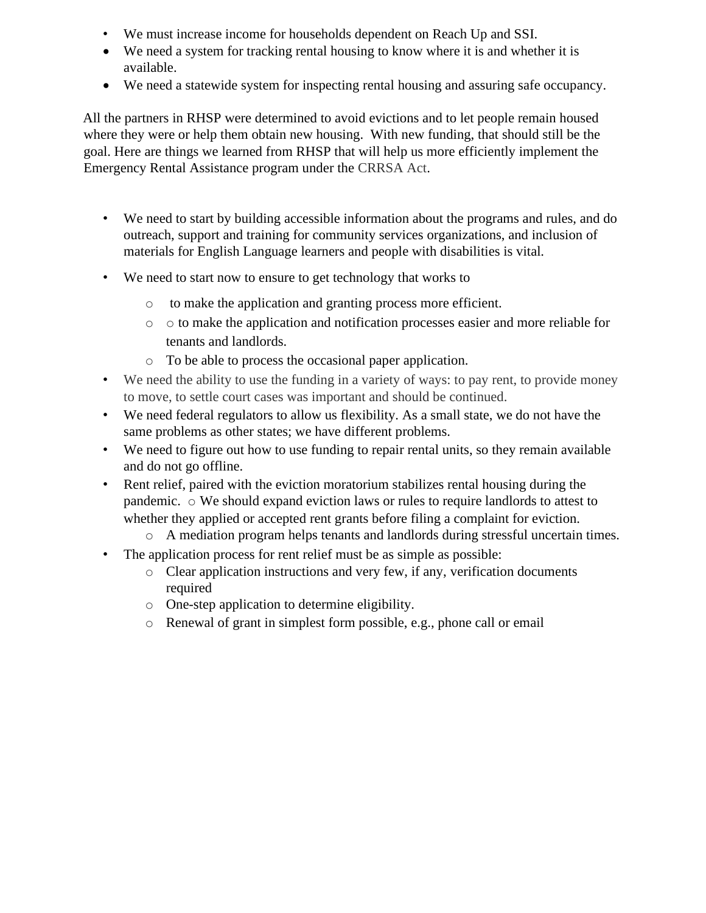- We must increase income for households dependent on Reach Up and SSI.
- We need a system for tracking rental housing to know where it is and whether it is available.
- We need a statewide system for inspecting rental housing and assuring safe occupancy.

All the partners in RHSP were determined to avoid evictions and to let people remain housed where they were or help them obtain new housing. With new funding, that should still be the goal. Here are things we learned from RHSP that will help us more efficiently implement the Emergency Rental Assistance program under the CRRSA Act.

- We need to start by building accessible information about the programs and rules, and do outreach, support and training for community services organizations, and inclusion of materials for English Language learners and people with disabilities is vital.
- We need to start now to ensure to get technology that works to
  - to make the application and granting process more efficient.
  - ○ to make the application and notification processes easier and more reliable for tenants and landlords.
  - To be able to process the occasional paper application.
- We need the ability to use the funding in a variety of ways: to pay rent, to provide money to move, to settle court cases was important and should be continued.
- We need federal regulators to allow us flexibility. As a small state, we do not have the same problems as other states; we have different problems.
- We need to figure out how to use funding to repair rental units, so they remain available and do not go offline.
- Rent relief, paired with the eviction moratorium stabilizes rental housing during the pandemic. ○ We should expand eviction laws or rules to require landlords to attest to whether they applied or accepted rent grants before filing a complaint for eviction.
  - A mediation program helps tenants and landlords during stressful uncertain times.
- The application process for rent relief must be as simple as possible:
  - Clear application instructions and very few, if any, verification documents required
  - One-step application to determine eligibility.
  - Renewal of grant in simplest form possible, e.g., phone call or email